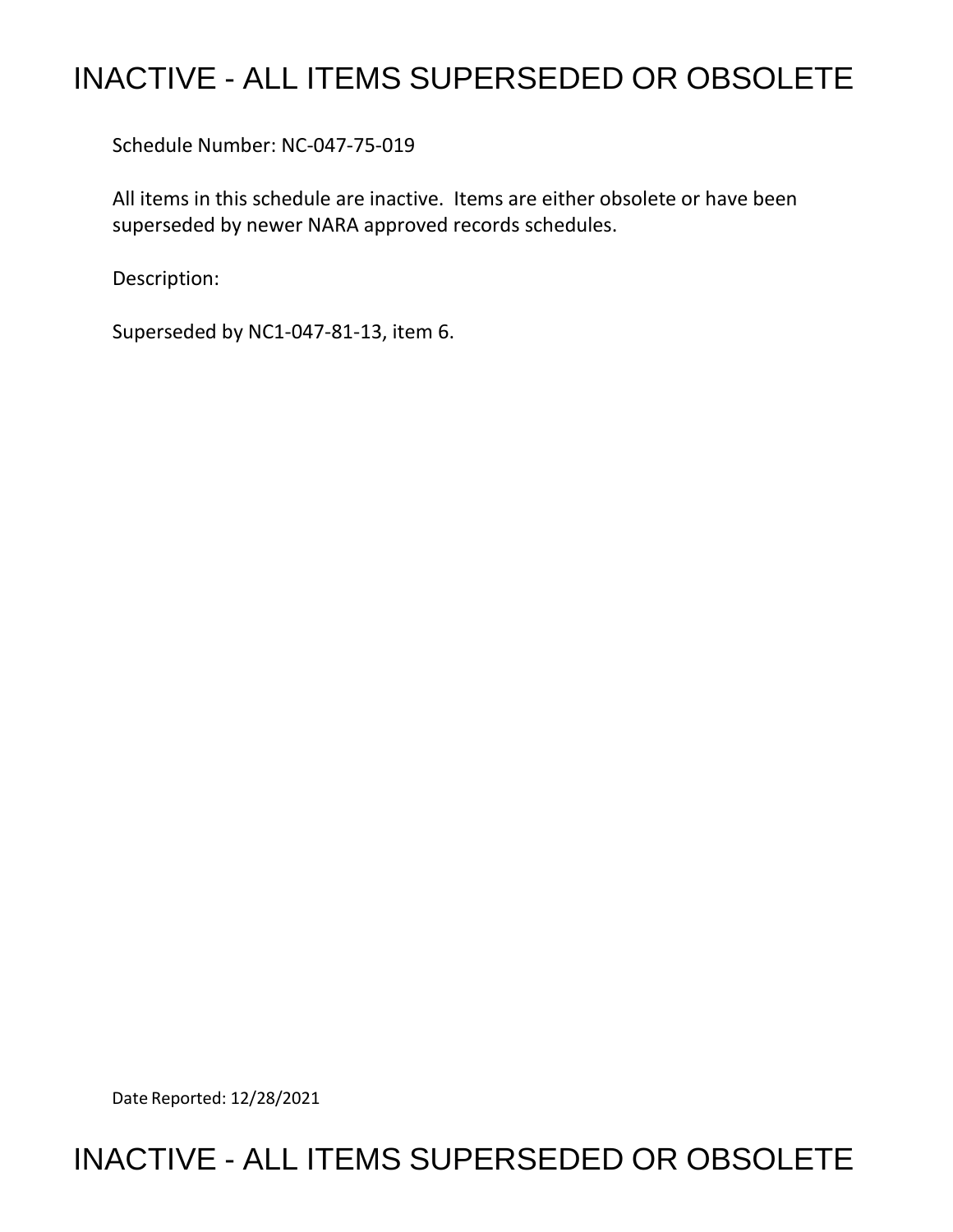# INACTIVE - ALL ITEMS SUPERSEDED OR OBSOLETE

Schedule Number: NC-047-75-019

All items in this schedule are inactive. Items are either obsolete or have been superseded by newer NARA approved records schedules.

Description:

Superseded by NC1-047-81-13, item 6.

Date Reported: 12/28/2021

# INACTIVE - ALL ITEMS SUPERSEDED OR OBSOLETE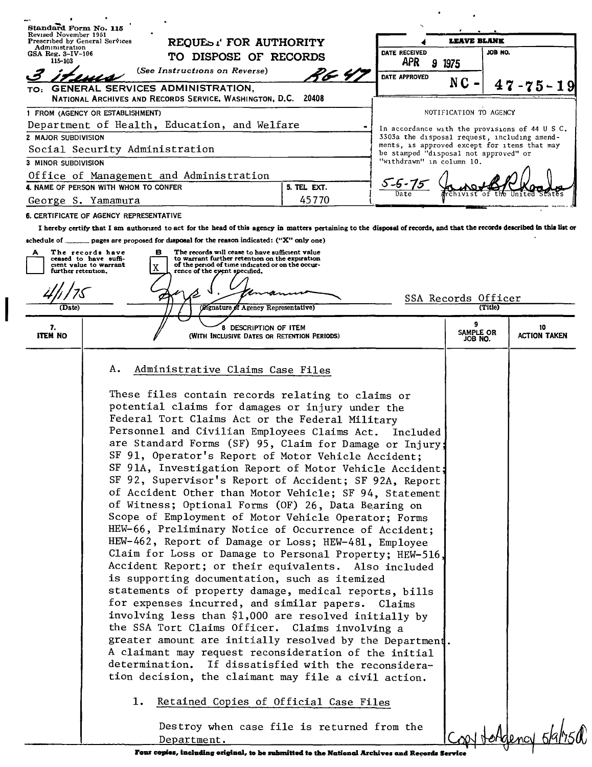Standard Form No. 115
Revised November 1951
Prescribed by General Services Administration
GSA Reg. 3-IV-106
115-103

# REQUEST FOR AUTHORITY TO DISPOSE OF RECORDS

(See Instructions on Reverse)

3 items  RG 47

TO: GENERAL SERVICES ADMINISTRATION,
NATIONAL ARCHIVES AND RECORDS SERVICE, WASHINGTON, D.C. 20408

| LEAVE BLANK | |
|---|---|
| DATE RECEIVED: APR 9 1975 | JOB NO. |
| DATE APPROVED | NC - 47-75-19 |

NOTIFICATION TO AGENCY

In accordance with the provisions of 44 U S C. 3303a the disposal request, including amendments, is approved except for items that may be stamped "disposal not approved" or "withdrawn" in column 10.

5-5-75 — Date — [signature] Archivist of the United States

1 FROM (AGENCY OR ESTABLISHMENT)
Department of Health, Education, and Welfare

2 MAJOR SUBDIVISION
Social Security Administration

3 MINOR SUBDIVISION
Office of Management and Administration

4. NAME OF PERSON WITH WHOM TO CONFER: George S. Yamamura
5. TEL EXT.: 45770

6. CERTIFICATE OF AGENCY REPRESENTATIVE

I hereby certify that I am authorized to act for the head of this agency in matters pertaining to the disposal of records, and that the records described in this list or schedule of ______ pages are proposed for disposal for the reason indicated: ("X" only one)

A [ ] The records have ceased to have sufficient value to warrant further retention.

B [X] The records will cease to have sufficient value to warrant further retention on the expiration of the period of time indicated or on the occurrence of the event specified.

4/1/75 (Date) — [signature] (Signature of Agency Representative) — SSA Records Officer (Title)

| 7. ITEM NO | 8 DESCRIPTION OF ITEM (WITH INCLUSIVE DATES OR RETENTION PERIODS) | 9 SAMPLE OR JOB NO. | 10 ACTION TAKEN |
|---|---|---|---|

A. Administrative Claims Case Files

These files contain records relating to claims or potential claims for damages or injury under the Federal Tort Claims Act or the Federal Military Personnel and Civilian Employees Claims Act. Included are Standard Forms (SF) 95, Claim for Damage or Injury; SF 91, Operator's Report of Motor Vehicle Accident; SF 91A, Investigation Report of Motor Vehicle Accident; SF 92, Supervisor's Report of Accident; SF 92A, Report of Accident Other than Motor Vehicle; SF 94, Statement of Witness; Optional Forms (OF) 26, Data Bearing on Scope of Employment of Motor Vehicle Operator; Forms HEW-66, Preliminary Notice of Occurrence of Accident; HEW-462, Report of Damage or Loss; HEW-481, Employee Claim for Loss or Damage to Personal Property; HEW-516, Accident Report; or their equivalents. Also included is supporting documentation, such as itemized statements of property damage, medical reports, bills for expenses incurred, and similar papers. Claims involving less than $1,000 are resolved initially by the SSA Tort Claims Officer. Claims involving a greater amount are initially resolved by the Department. A claimant may request reconsideration of the initial determination. If dissatisfied with the reconsideration decision, the claimant may file a civil action.

1. Retained Copies of Official Case Files

Destroy when case file is returned from the Department.

Copy to Agency 5/9/75

Four copies, including original, to be submitted to the National Archives and Records Service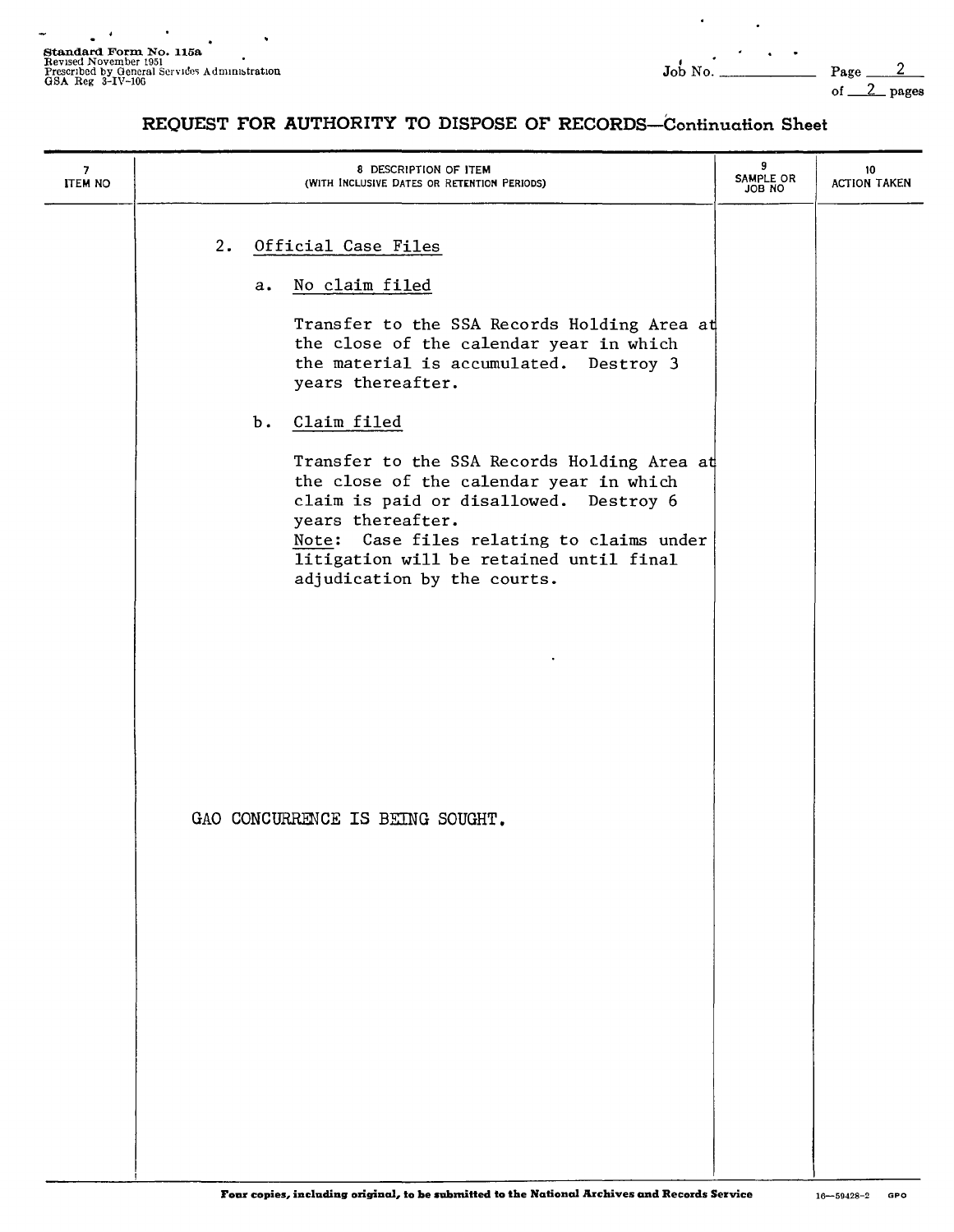Standard Form No. 115a
Revised November 1951
Prescribed by General Services Administration
GSA Reg 3-IV-106

Job No. ____________

# REQUEST FOR AUTHORITY TO DISPOSE OF RECORDS—Continuation Sheet

| 7 ITEM NO | 8 DESCRIPTION OF ITEM (WITH INCLUSIVE DATES OR RETENTION PERIODS) | 9 SAMPLE OR JOB NO | 10 ACTION TAKEN |
|---|---|---|---|
| | 2. Official Case Files<br><br>a. No claim filed<br><br>Transfer to the SSA Records Holding Area at the close of the calendar year in which the material is accumulated. Destroy 3 years thereafter.<br><br>b. Claim filed<br><br>Transfer to the SSA Records Holding Area at the close of the calendar year in which claim is paid or disallowed. Destroy 6 years thereafter.<br>Note: Case files relating to claims under litigation will be retained until final adjudication by the courts.<br><br>GAO CONCURRENCE IS BEING SOUGHT. | | |

Four copies, including original, to be submitted to the National Archives and Records Service

16—59428-2 GPO